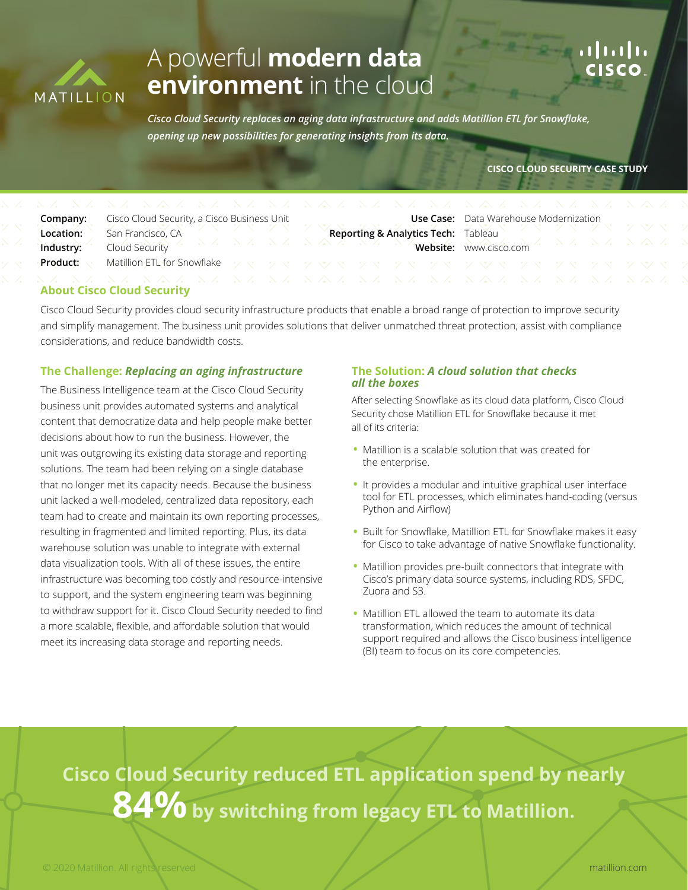# A powerful **modern data environment** in the cloud

***Cisco Cloud Security replaces an aging data infrastructure and adds Matillion ETL for Snowflake, opening up new possibilities for generating insights from its data.***

**CISCO CLOUD SECURITY CASE STUDY**

**Company:** Cisco Cloud Security, a Cisco Business Unit
**Location:** San Francisco, CA
**Industry:** Cloud Security
**Product:** Matillion ETL for Snowflake

**Use Case:** Data Warehouse Modernization
**Reporting & Analytics Tech:** Tableau
**Website:** www.cisco.com

## About Cisco Cloud Security

Cisco Cloud Security provides cloud security infrastructure products that enable a broad range of protection to improve security and simplify management. The business unit provides solutions that deliver unmatched threat protection, assist with compliance considerations, and reduce bandwidth costs.

## The Challenge: *Replacing an aging infrastructure*

The Business Intelligence team at the Cisco Cloud Security business unit provides automated systems and analytical content that democratize data and help people make better decisions about how to run the business. However, the unit was outgrowing its existing data storage and reporting solutions. The team had been relying on a single database that no longer met its capacity needs. Because the business unit lacked a well-modeled, centralized data repository, each team had to create and maintain its own reporting processes, resulting in fragmented and limited reporting. Plus, its data warehouse solution was unable to integrate with external data visualization tools. With all of these issues, the entire infrastructure was becoming too costly and resource-intensive to support, and the system engineering team was beginning to withdraw support for it. Cisco Cloud Security needed to find a more scalable, flexible, and affordable solution that would meet its increasing data storage and reporting needs.

## The Solution: *A cloud solution that checks all the boxes*

After selecting Snowflake as its cloud data platform, Cisco Cloud Security chose Matillion ETL for Snowflake because it met all of its criteria:

- Matillion is a scalable solution that was created for the enterprise.
- It provides a modular and intuitive graphical user interface tool for ETL processes, which eliminates hand-coding (versus Python and Airflow)
- Built for Snowflake, Matillion ETL for Snowflake makes it easy for Cisco to take advantage of native Snowflake functionality.
- Matillion provides pre-built connectors that integrate with Cisco's primary data source systems, including RDS, SFDC, Zuora and S3.
- Matillion ETL allowed the team to automate its data transformation, which reduces the amount of technical support required and allows the Cisco business intelligence (BI) team to focus on its core competencies.

**Cisco Cloud Security reduced ETL application spend by nearly 84% by switching from legacy ETL to Matillion.**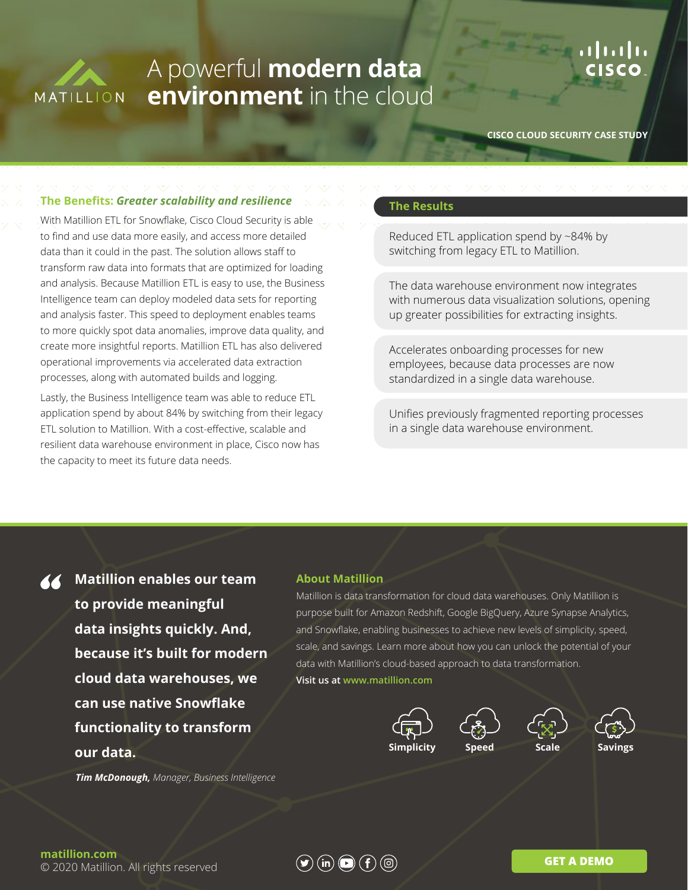# A powerful **modern data environment** in the cloud

CISCO CLOUD SECURITY CASE STUDY

## The Benefits: *Greater scalability and resilience*

With Matillion ETL for Snowflake, Cisco Cloud Security is able to find and use data more easily, and access more detailed data than it could in the past. The solution allows staff to transform raw data into formats that are optimized for loading and analysis. Because Matillion ETL is easy to use, the Business Intelligence team can deploy modeled data sets for reporting and analysis faster. This speed to deployment enables teams to more quickly spot data anomalies, improve data quality, and create more insightful reports. Matillion ETL has also delivered operational improvements via accelerated data extraction processes, along with automated builds and logging.

Lastly, the Business Intelligence team was able to reduce ETL application spend by about 84% by switching from their legacy ETL solution to Matillion. With a cost-effective, scalable and resilient data warehouse environment in place, Cisco now has the capacity to meet its future data needs.

## The Results

- Reduced ETL application spend by ~84% by switching from legacy ETL to Matillion.
- The data warehouse now integrates with numerous data visualization solutions, opening up greater possibilities for extracting insights.
- Accelerates onboarding processes for new employees, because data processes are now standardized in a single data warehouse.
- Unifies previously fragmented reporting processes in a single data warehouse environment.

> **Matillion enables our team to provide meaningful data insights quickly. And, because it's built for modern cloud data warehouses, we can use native Snowflake functionality to transform our data.**
>
> ***Tim McDonough,*** *Manager, Business Intelligence*

## About Matillion

Matillion is data transformation for cloud data warehouses. Only Matillion is purpose built for Amazon Redshift, Google BigQuery, Azure Synapse Analytics, and Snowflake, enabling businesses to achieve new levels of simplicity, speed, scale, and savings. Learn more about how you can unlock the potential of your data with Matillion's cloud-based approach to data transformation.

**Visit us at** www.matillion.com

**Simplicity** **Speed** **Scale** **Savings**

**matillion.com**
© 2020 Matillion. All rights reserved

**GET A DEMO**